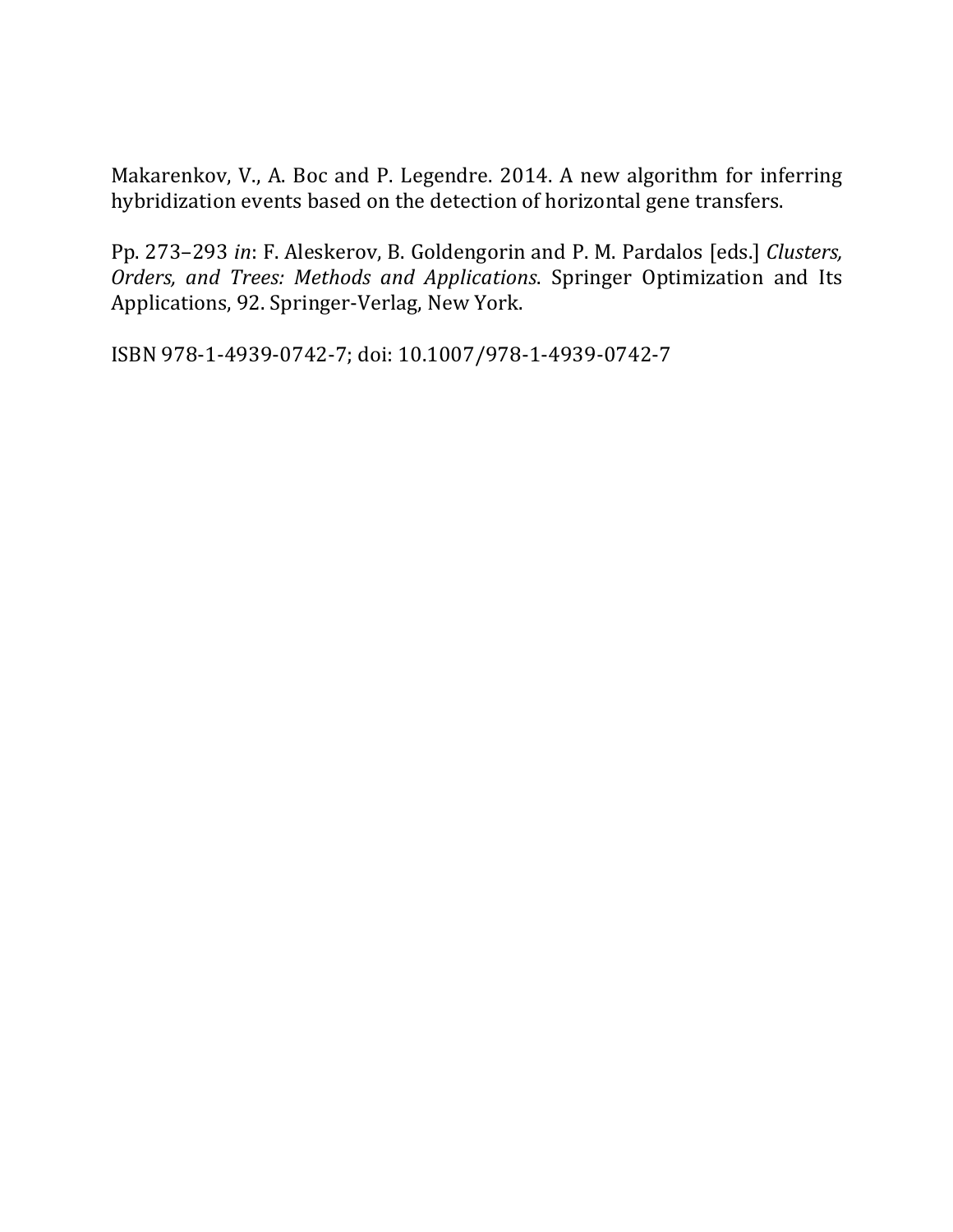Makarenkov, V., A. Boc and P. Legendre. 2014. A new algorithm for inferring hybridization events based on the detection of horizontal gene transfers.

Pp. 273–293 *in*: F. Aleskerov, B. Goldengorin and P. M. Pardalos [eds.] *Clusters, Orders, and Trees: Methods and Applications*. Springer Optimization and Its Applications, 92. Springer-Verlag, New York.

ISBN 978-1-4939-0742-7; doi: 10.1007/978-1-4939-0742-7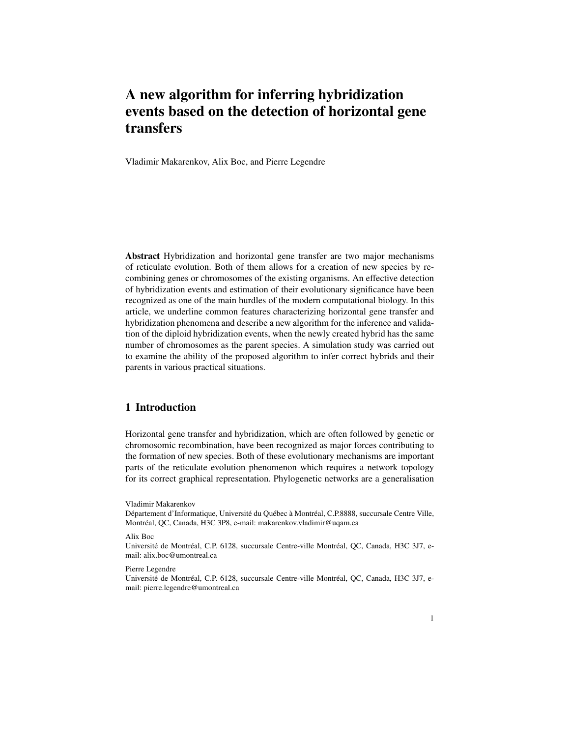# A new algorithm for inferring hybridization events based on the detection of horizontal gene transfers

Vladimir Makarenkov, Alix Boc, and Pierre Legendre

**Abstract** Hybridization and horizontal gene transfer are two major mechanisms of reticulate evolution. Both of them allows for a creation of new species by recombining genes or chromosomes of the existing organisms. An effective detection of hybridization events and estimation of their evolutionary significance have been recognized as one of the main hurdles of the modern computational biology. In this article, we underline common features characterizing horizontal gene transfer and hybridization phenomena and describe a new algorithm for the inference and validation of the diploid hybridization events, when the newly created hybrid has the same number of chromosomes as the parent species. A simulation study was carried out to examine the ability of the proposed algorithm to infer correct hybrids and their parents in various practical situations.

## 1 Introduction

Horizontal gene transfer and hybridization, which are often followed by genetic or chromosomic recombination, have been recognized as major forces contributing to the formation of new species. Both of these evolutionary mechanisms are important parts of the reticulate evolution phenomenon which requires a network topology for its correct graphical representation. Phylogenetic networks are a generalisation

---

Vladimir Makarenkov
Département d'Informatique, Université du Québec à Montréal, C.P.8888, succursale Centre Ville, Montréal, QC, Canada, H3C 3P8, e-mail: makarenkov.vladimir@uqam.ca

Alix Boc
Université de Montréal, C.P. 6128, succursale Centre-ville Montréal, QC, Canada, H3C 3J7, e-mail: alix.boc@umontreal.ca

Pierre Legendre
Université de Montréal, C.P. 6128, succursale Centre-ville Montréal, QC, Canada, H3C 3J7, e-mail: pierre.legendre@umontreal.ca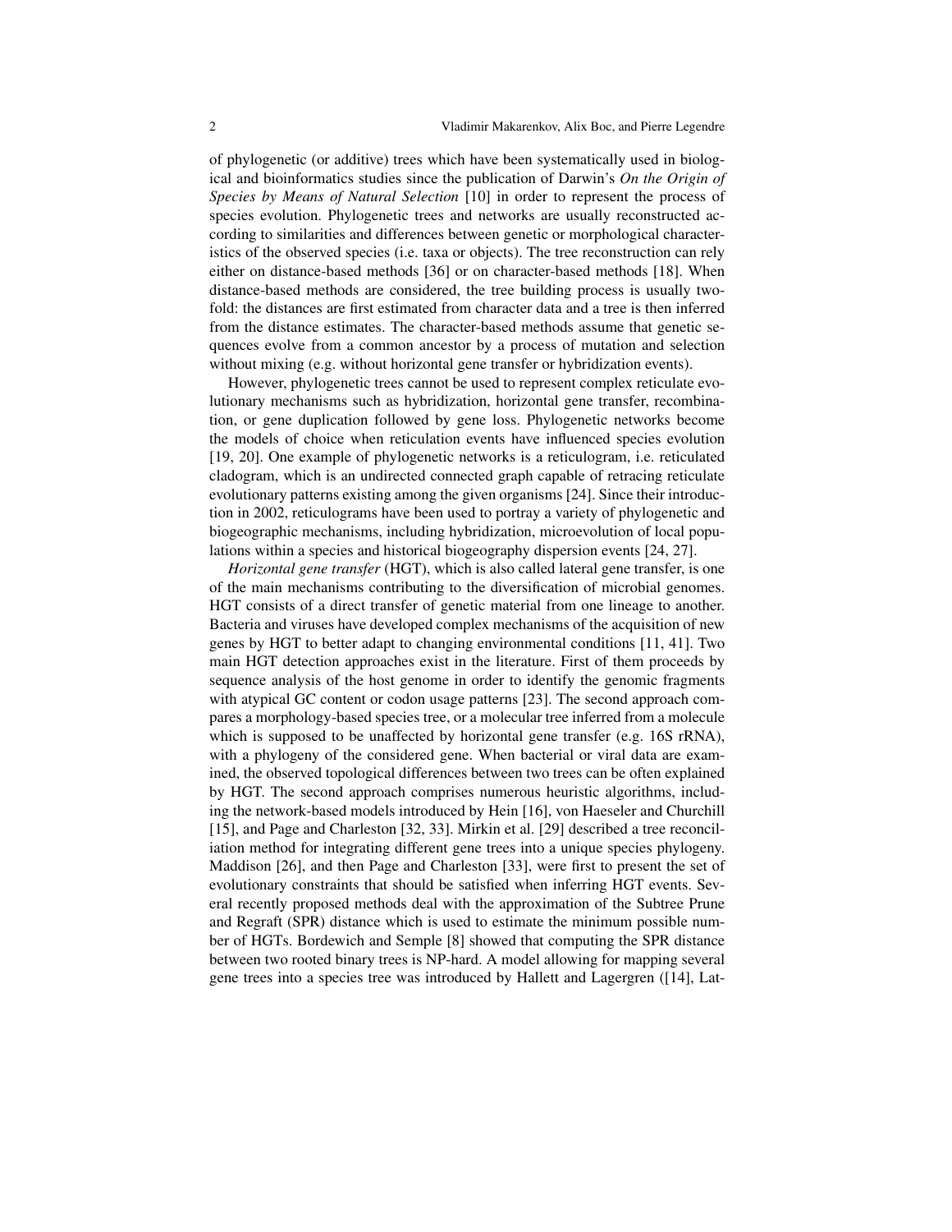of phylogenetic (or additive) trees which have been systematically used in biological and bioinformatics studies since the publication of Darwin's *On the Origin of Species by Means of Natural Selection* [10] in order to represent the process of species evolution. Phylogenetic trees and networks are usually reconstructed according to similarities and differences between genetic or morphological characteristics of the observed species (i.e. taxa or objects). The tree reconstruction can rely either on distance-based methods [36] or on character-based methods [18]. When distance-based methods are considered, the tree building process is usually twofold: the distances are first estimated from character data and a tree is then inferred from the distance estimates. The character-based methods assume that genetic sequences evolve from a common ancestor by a process of mutation and selection without mixing (e.g. without horizontal gene transfer or hybridization events).

However, phylogenetic trees cannot be used to represent complex reticulate evolutionary mechanisms such as hybridization, horizontal gene transfer, recombination, or gene duplication followed by gene loss. Phylogenetic networks become the models of choice when reticulation events have influenced species evolution [19, 20]. One example of phylogenetic networks is a reticulogram, i.e. reticulated cladogram, which is an undirected connected graph capable of retracing reticulate evolutionary patterns existing among the given organisms [24]. Since their introduction in 2002, reticulograms have been used to portray a variety of phylogenetic and biogeographic mechanisms, including hybridization, microevolution of local populations within a species and historical biogeography dispersion events [24, 27].

*Horizontal gene transfer* (HGT), which is also called lateral gene transfer, is one of the main mechanisms contributing to the diversification of microbial genomes. HGT consists of a direct transfer of genetic material from one lineage to another. Bacteria and viruses have developed complex mechanisms of the acquisition of new genes by HGT to better adapt to changing environmental conditions [11, 41]. Two main HGT detection approaches exist in the literature. First of them proceeds by sequence analysis of the host genome in order to identify the genomic fragments with atypical GC content or codon usage patterns [23]. The second approach compares a morphology-based species tree, or a molecular tree inferred from a molecule which is supposed to be unaffected by horizontal gene transfer (e.g. 16S rRNA), with a phylogeny of the considered gene. When bacterial or viral data are examined, the observed topological differences between two trees can be often explained by HGT. The second approach comprises numerous heuristic algorithms, including the network-based models introduced by Hein [16], von Haeseler and Churchill [15], and Page and Charleston [32, 33]. Mirkin et al. [29] described a tree reconciliation method for integrating different gene trees into a unique species phylogeny. Maddison [26], and then Page and Charleston [33], were first to present the set of evolutionary constraints that should be satisfied when inferring HGT events. Several recently proposed methods deal with the approximation of the Subtree Prune and Regraft (SPR) distance which is used to estimate the minimum possible number of HGTs. Bordewich and Semple [8] showed that computing the SPR distance between two rooted binary trees is NP-hard. A model allowing for mapping several gene trees into a species tree was introduced by Hallett and Lagergren ([14], Lat-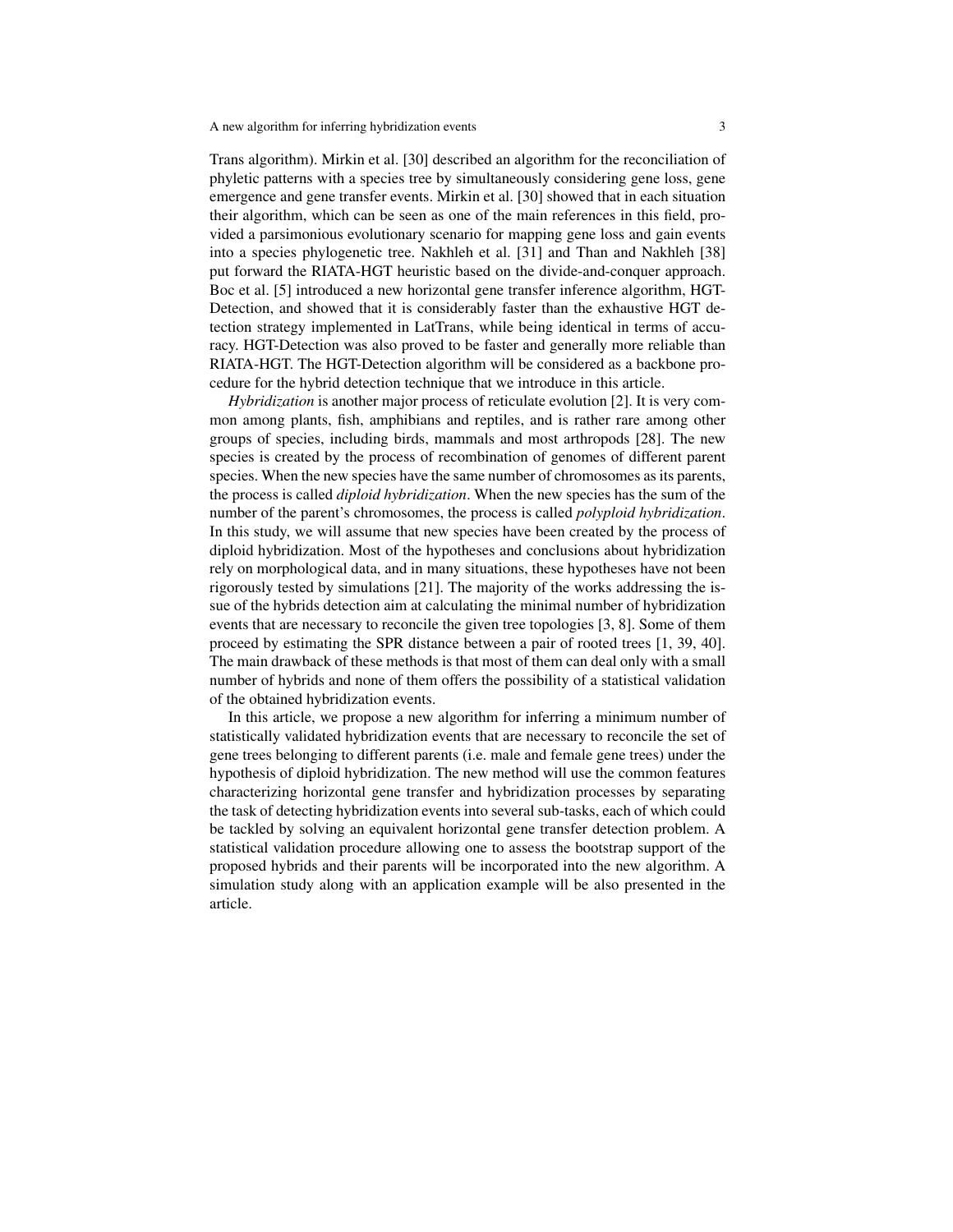Trans algorithm). Mirkin et al. [30] described an algorithm for the reconciliation of phyletic patterns with a species tree by simultaneously considering gene loss, gene emergence and gene transfer events. Mirkin et al. [30] showed that in each situation their algorithm, which can be seen as one of the main references in this field, provided a parsimonious evolutionary scenario for mapping gene loss and gain events into a species phylogenetic tree. Nakhleh et al. [31] and Than and Nakhleh [38] put forward the RIATA-HGT heuristic based on the divide-and-conquer approach. Boc et al. [5] introduced a new horizontal gene transfer inference algorithm, HGT-Detection, and showed that it is considerably faster than the exhaustive HGT detection strategy implemented in LatTrans, while being identical in terms of accuracy. HGT-Detection was also proved to be faster and generally more reliable than RIATA-HGT. The HGT-Detection algorithm will be considered as a backbone procedure for the hybrid detection technique that we introduce in this article.

*Hybridization* is another major process of reticulate evolution [2]. It is very common among plants, fish, amphibians and reptiles, and is rather rare among other groups of species, including birds, mammals and most arthropods [28]. The new species is created by the process of recombination of genomes of different parent species. When the new species have the same number of chromosomes as its parents, the process is called *diploid hybridization*. When the new species has the sum of the number of the parent's chromosomes, the process is called *polyploid hybridization*. In this study, we will assume that new species have been created by the process of diploid hybridization. Most of the hypotheses and conclusions about hybridization rely on morphological data, and in many situations, these hypotheses have not been rigorously tested by simulations [21]. The majority of the works addressing the issue of the hybrids detection aim at calculating the minimal number of hybridization events that are necessary to reconcile the given tree topologies [3, 8]. Some of them proceed by estimating the SPR distance between a pair of rooted trees [1, 39, 40]. The main drawback of these methods is that most of them can deal only with a small number of hybrids and none of them offers the possibility of a statistical validation of the obtained hybridization events.

In this article, we propose a new algorithm for inferring a minimum number of statistically validated hybridization events that are necessary to reconcile the set of gene trees belonging to different parents (i.e. male and female gene trees) under the hypothesis of diploid hybridization. The new method will use the common features characterizing horizontal gene transfer and hybridization processes by separating the task of detecting hybridization events into several sub-tasks, each of which could be tackled by solving an equivalent horizontal gene transfer detection problem. A statistical validation procedure allowing one to assess the bootstrap support of the proposed hybrids and their parents will be incorporated into the new algorithm. A simulation study along with an application example will be also presented in the article.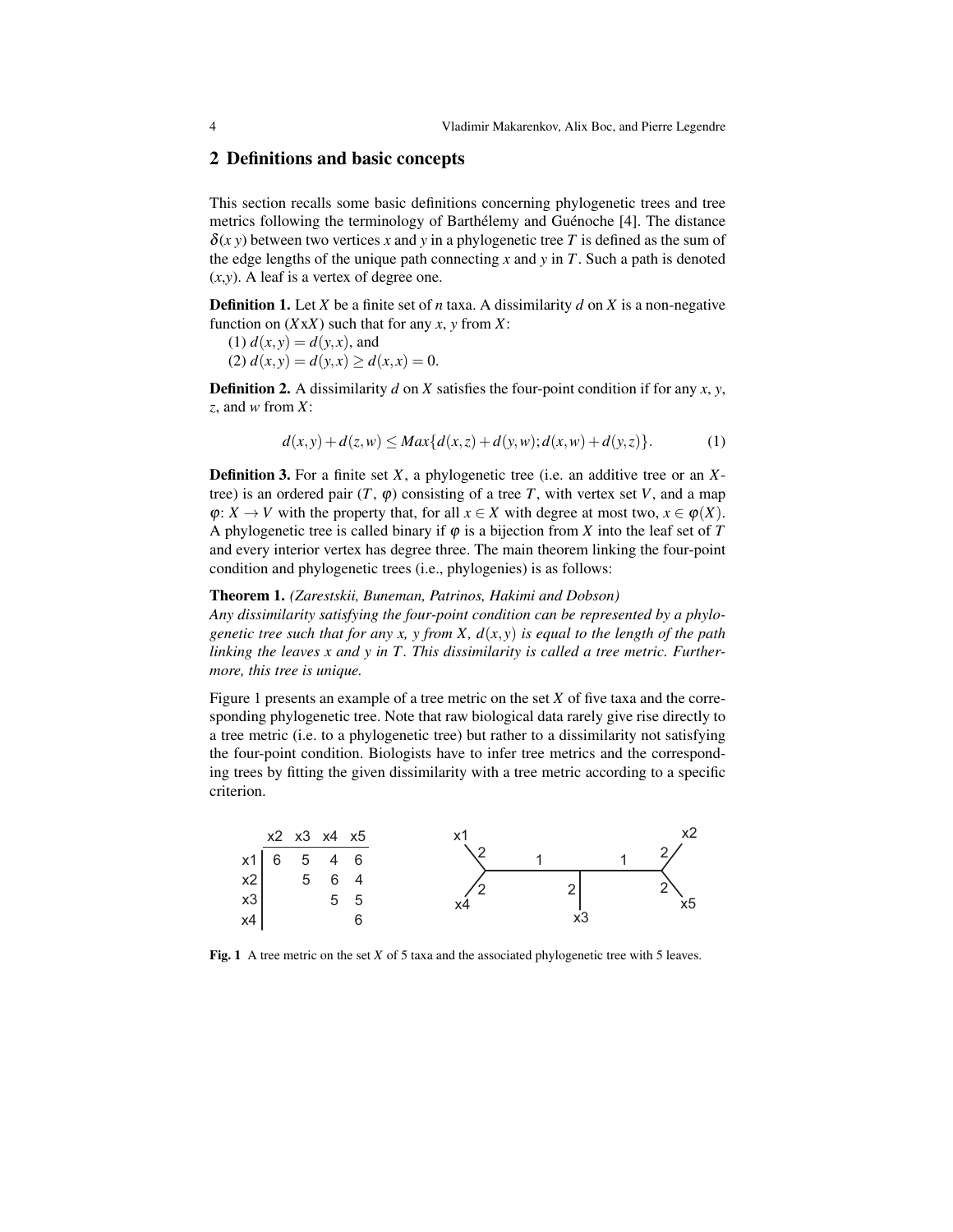## 2 Definitions and basic concepts

This section recalls some basic definitions concerning phylogenetic trees and tree metrics following the terminology of Barthélemy and Guénoche [4]. The distance $\delta(x\ y)$ between two vertices $x$ and $y$ in a phylogenetic tree $T$ is defined as the sum of the edge lengths of the unique path connecting $x$ and $y$ in $T$. Such a path is denoted $(x,y)$. A leaf is a vertex of degree one.

**Definition 1.** Let $X$ be a finite set of $n$ taxa. A dissimilarity $d$ on $X$ is a non-negative function on $(X\text{x}X)$ such that for any $x$, $y$ from $X$:

(1) $d(x,y) = d(y,x)$, and

(2) $d(x,y) = d(y,x) \geq d(x,x) = 0$.

**Definition 2.** A dissimilarity $d$ on $X$ satisfies the four-point condition if for any $x$, $y$, $z$, and $w$ from $X$:

$$d(x,y) + d(z,w) \leq Max\{d(x,z) + d(y,w); d(x,w) + d(y,z)\}. \quad (1)$$

**Definition 3.** For a finite set $X$, a phylogenetic tree (i.e. an additive tree or an $X$-tree) is an ordered pair ($T$, $\varphi$) consisting of a tree $T$, with vertex set $V$, and a map $\varphi$: $X \rightarrow V$ with the property that, for all $x \in X$ with degree at most two, $x \in \varphi(X)$. A phylogenetic tree is called binary if $\varphi$ is a bijection from $X$ into the leaf set of $T$ and every interior vertex has degree three. The main theorem linking the four-point condition and phylogenetic trees (i.e., phylogenies) is as follows:

**Theorem 1.** *(Zarestskii, Buneman, Patrinos, Hakimi and Dobson)*
*Any dissimilarity satisfying the four-point condition can be represented by a phylogenetic tree such that for any x, y from X, $d(x,y)$ is equal to the length of the path linking the leaves x and y in T. This dissimilarity is called a tree metric. Furthermore, this tree is unique.*

Figure 1 presents an example of a tree metric on the set $X$ of five taxa and the corresponding phylogenetic tree. Note that raw biological data rarely give rise directly to a tree metric (i.e. to a phylogenetic tree) but rather to a dissimilarity not satisfying the four-point condition. Biologists have to infer tree metrics and the corresponding trees by fitting the given dissimilarity with a tree metric according to a specific criterion.

| | x2 | x3 | x4 | x5 |
|---|---|---|---|---|
| x1 | 6 | 5 | 4 | 6 |
| x2 | | 5 | 6 | 4 |
| x3 | | | 5 | 5 |
| x4 | | | | 6 |

**Fig. 1** A tree metric on the set $X$ of 5 taxa and the associated phylogenetic tree with 5 leaves.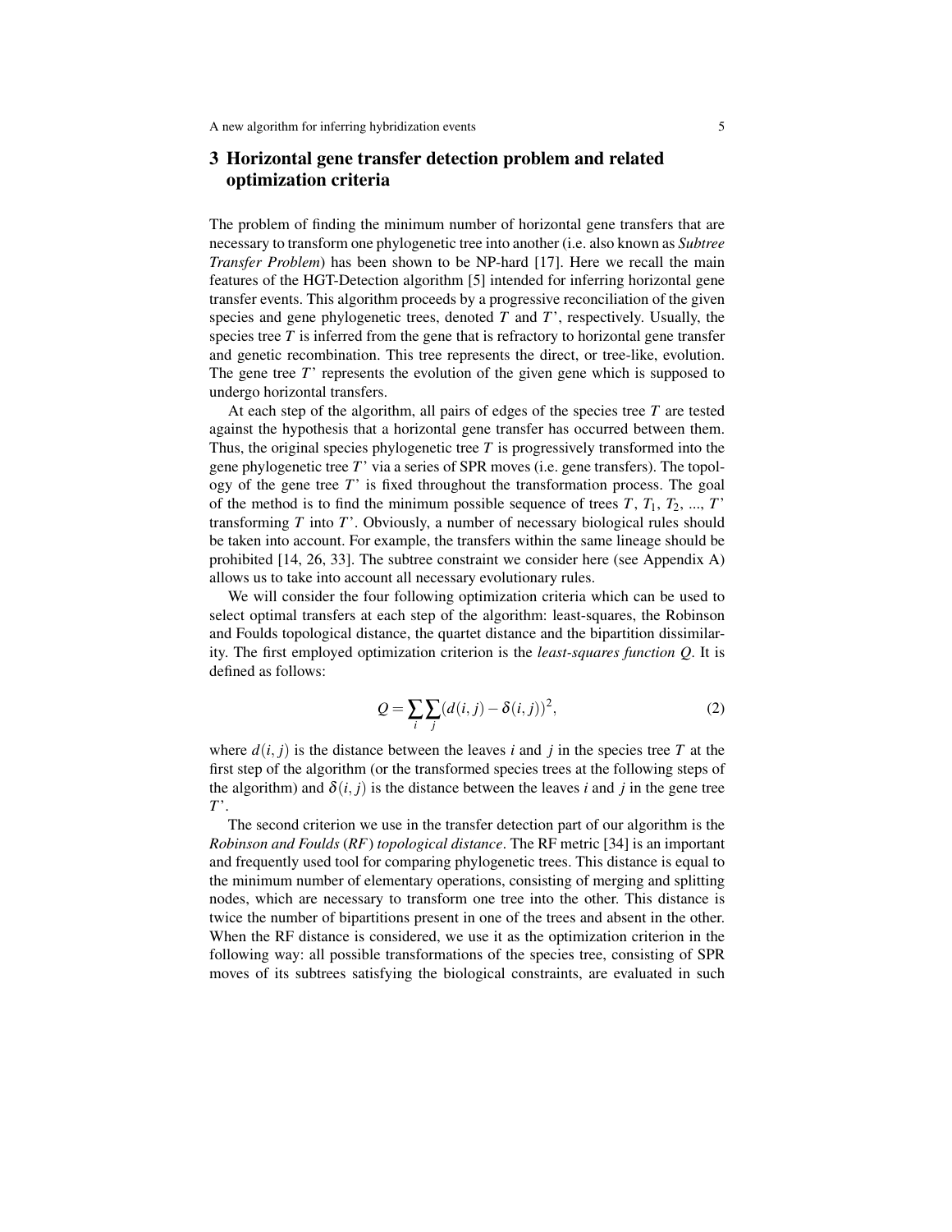## 3 Horizontal gene transfer detection problem and related optimization criteria

The problem of finding the minimum number of horizontal gene transfers that are necessary to transform one phylogenetic tree into another (i.e. also known as *Subtree Transfer Problem*) has been shown to be NP-hard [17]. Here we recall the main features of the HGT-Detection algorithm [5] intended for inferring horizontal gene transfer events. This algorithm proceeds by a progressive reconciliation of the given species and gene phylogenetic trees, denoted $T$ and $T$', respectively. Usually, the species tree $T$ is inferred from the gene that is refractory to horizontal gene transfer and genetic recombination. This tree represents the direct, or tree-like, evolution. The gene tree $T$' represents the evolution of the given gene which is supposed to undergo horizontal transfers.

At each step of the algorithm, all pairs of edges of the species tree $T$ are tested against the hypothesis that a horizontal gene transfer has occurred between them. Thus, the original species phylogenetic tree $T$ is progressively transformed into the gene phylogenetic tree $T$' via a series of SPR moves (i.e. gene transfers). The topology of the gene tree $T$' is fixed throughout the transformation process. The goal of the method is to find the minimum possible sequence of trees $T$, $T_1$, $T_2$, ..., $T$' transforming $T$ into $T$'. Obviously, a number of necessary biological rules should be taken into account. For example, the transfers within the same lineage should be prohibited [14, 26, 33]. The subtree constraint we consider here (see Appendix A) allows us to take into account all necessary evolutionary rules.

We will consider the four following optimization criteria which can be used to select optimal transfers at each step of the algorithm: least-squares, the Robinson and Foulds topological distance, the quartet distance and the bipartition dissimilarity. The first employed optimization criterion is the *least-squares function* $Q$. It is defined as follows:

$$Q = \sum_i \sum_j (d(i,j) - \delta(i,j))^2, \tag{2}$$

where $d(i,j)$ is the distance between the leaves $i$ and $j$ in the species tree $T$ at the first step of the algorithm (or the transformed species trees at the following steps of the algorithm) and $\delta(i,j)$ is the distance between the leaves $i$ and $j$ in the gene tree $T$'.

The second criterion we use in the transfer detection part of our algorithm is the *Robinson and Foulds* (*RF*) *topological distance*. The RF metric [34] is an important and frequently used tool for comparing phylogenetic trees. This distance is equal to the minimum number of elementary operations, consisting of merging and splitting nodes, which are necessary to transform one tree into the other. This distance is twice the number of bipartitions present in one of the trees and absent in the other. When the RF distance is considered, we use it as the optimization criterion in the following way: all possible transformations of the species tree, consisting of SPR moves of its subtrees satisfying the biological constraints, are evaluated in such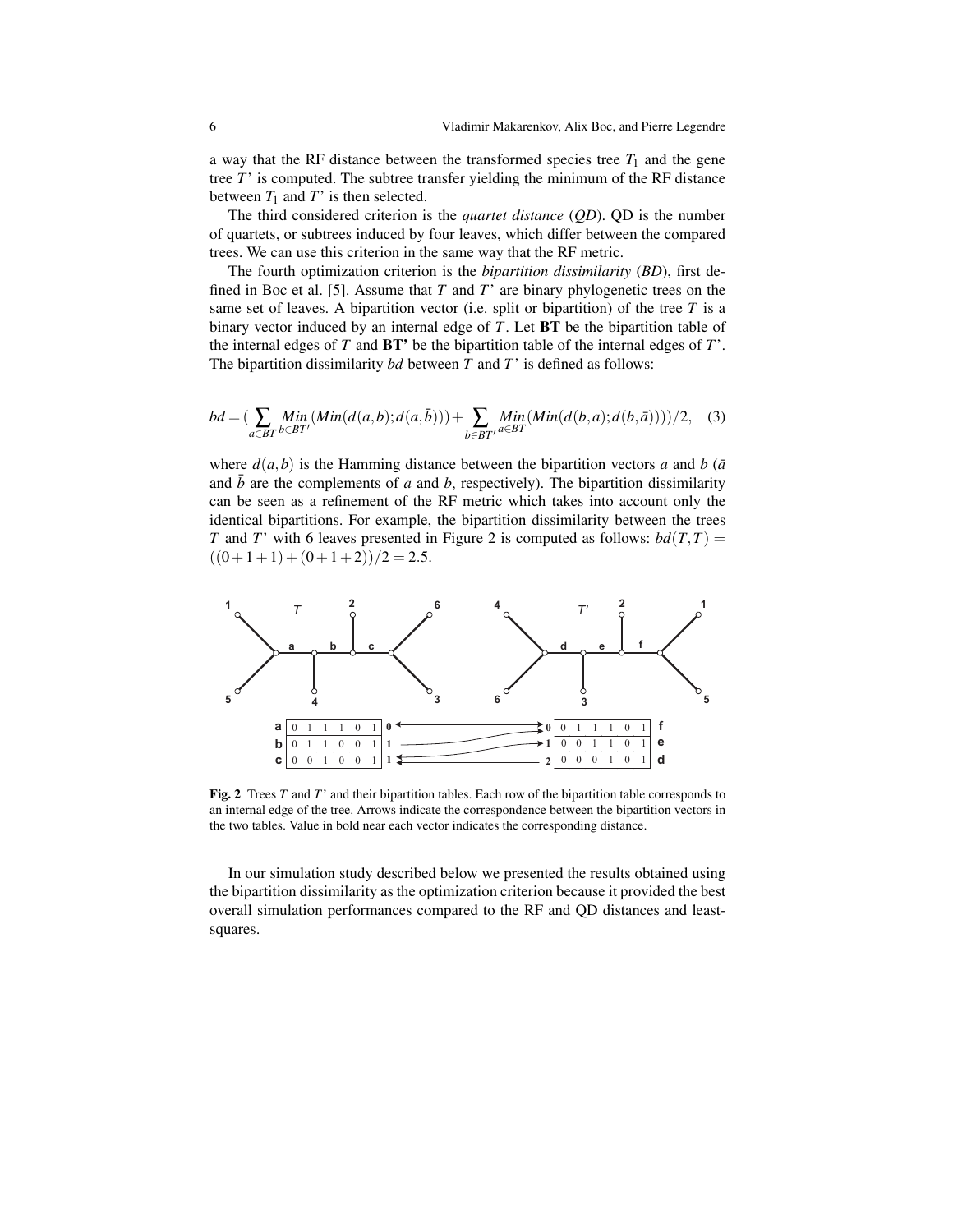a way that the RF distance between the transformed species tree $T_1$ and the gene tree $T$' is computed. The subtree transfer yielding the minimum of the RF distance between $T_1$ and $T$' is then selected.

The third considered criterion is the *quartet distance* (*QD*). QD is the number of quartets, or subtrees induced by four leaves, which differ between the compared trees. We can use this criterion in the same way that the RF metric.

The fourth optimization criterion is the *bipartition dissimilarity* (*BD*), first defined in Boc et al. [5]. Assume that $T$ and $T$' are binary phylogenetic trees on the same set of leaves. A bipartition vector (i.e. split or bipartition) of the tree $T$ is a binary vector induced by an internal edge of $T$. Let **BT** be the bipartition table of the internal edges of $T$ and **BT'** be the bipartition table of the internal edges of $T$'. The bipartition dissimilarity *bd* between $T$ and $T$' is defined as follows:

$$bd = (\sum_{a \in BT} \underset{b \in BT'}{Min}(Min(d(a,b); d(a,\bar{b}))) + \sum_{b \in BT'} \underset{a \in BT}{Min}(Min(d(b,a); d(b,\bar{a}))))/2, \quad (3)$$

where $d(a,b)$ is the Hamming distance between the bipartition vectors $a$ and $b$ ($\bar{a}$ and $\bar{b}$ are the complements of $a$ and $b$, respectively). The bipartition dissimilarity can be seen as a refinement of the RF metric which takes into account only the identical bipartitions. For example, the bipartition dissimilarity between the trees $T$ and $T$' with 6 leaves presented in Figure 2 is computed as follows: $bd(T,T) = ((0+1+1)+(0+1+2))/2 = 2.5$.

| | T | | | | | | | | T' | | | | | | | |
|---|---|---|---|---|---|---|---|---|---|---|---|---|---|---|---|---|
| **a** | 0 | 1 | 1 | 1 | 0 | 1 | **0** | | **0** | 0 | 1 | 1 | 1 | 0 | 1 | **f** |
| **b** | 0 | 1 | 1 | 0 | 0 | 1 | **1** | | **1** | 0 | 0 | 1 | 1 | 0 | 1 | **e** |
| **c** | 0 | 0 | 1 | 0 | 0 | 1 | **1** | | **2** | 0 | 0 | 0 | 1 | 0 | 1 | **d** |

**Fig. 2** Trees $T$ and $T$' and their bipartition tables. Each row of the bipartition table corresponds to an internal edge of the tree. Arrows indicate the correspondence between the bipartition vectors in the two tables. Value in bold near each vector indicates the corresponding distance.

In our simulation study described below we presented the results obtained using the bipartition dissimilarity as the optimization criterion because it provided the best overall simulation performances compared to the RF and QD distances and least-squares.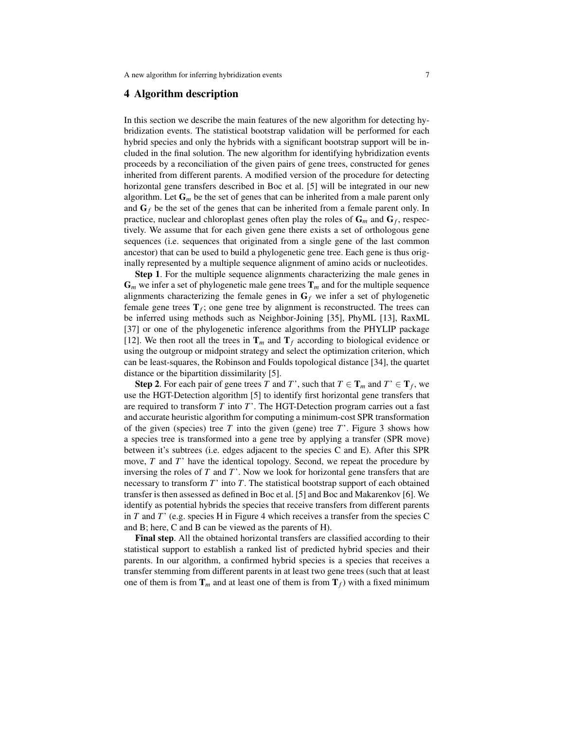## 4 Algorithm description

In this section we describe the main features of the new algorithm for detecting hybridization events. The statistical bootstrap validation will be performed for each hybrid species and only the hybrids with a significant bootstrap support will be included in the final solution. The new algorithm for identifying hybridization events proceeds by a reconciliation of the given pairs of gene trees, constructed for genes inherited from different parents. A modified version of the procedure for detecting horizontal gene transfers described in Boc et al. [5] will be integrated in our new algorithm. Let $\mathbf{G}_m$ be the set of genes that can be inherited from a male parent only and $\mathbf{G}_f$ be the set of the genes that can be inherited from a female parent only. In practice, nuclear and chloroplast genes often play the roles of $\mathbf{G}_m$ and $\mathbf{G}_f$, respectively. We assume that for each given gene there exists a set of orthologous gene sequences (i.e. sequences that originated from a single gene of the last common ancestor) that can be used to build a phylogenetic gene tree. Each gene is thus originally represented by a multiple sequence alignment of amino acids or nucleotides.

**Step 1**. For the multiple sequence alignments characterizing the male genes in $\mathbf{G}_m$ we infer a set of phylogenetic male gene trees $\mathbf{T}_m$ and for the multiple sequence alignments characterizing the female genes in $\mathbf{G}_f$ we infer a set of phylogenetic female gene trees $\mathbf{T}_f$; one gene tree by alignment is reconstructed. The trees can be inferred using methods such as Neighbor-Joining [35], PhyML [13], RaxML [37] or one of the phylogenetic inference algorithms from the PHYLIP package [12]. We then root all the trees in $\mathbf{T}_m$ and $\mathbf{T}_f$ according to biological evidence or using the outgroup or midpoint strategy and select the optimization criterion, which can be least-squares, the Robinson and Foulds topological distance [34], the quartet distance or the bipartition dissimilarity [5].

**Step 2**. For each pair of gene trees $T$ and $T$', such that $T \in \mathbf{T}_m$ and $T' \in \mathbf{T}_f$, we use the HGT-Detection algorithm [5] to identify first horizontal gene transfers that are required to transform $T$ into $T$'. The HGT-Detection program carries out a fast and accurate heuristic algorithm for computing a minimum-cost SPR transformation of the given (species) tree $T$ into the given (gene) tree $T$'. Figure 3 shows how a species tree is transformed into a gene tree by applying a transfer (SPR move) between it's subtrees (i.e. edges adjacent to the species C and E). After this SPR move, $T$ and $T$' have the identical topology. Second, we repeat the procedure by inversing the roles of $T$ and $T$'. Now we look for horizontal gene transfers that are necessary to transform $T$' into $T$. The statistical bootstrap support of each obtained transfer is then assessed as defined in Boc et al. [5] and Boc and Makarenkov [6]. We identify as potential hybrids the species that receive transfers from different parents in $T$ and $T$' (e.g. species H in Figure 4 which receives a transfer from the species C and B; here, C and B can be viewed as the parents of H).

**Final step**. All the obtained horizontal transfers are classified according to their statistical support to establish a ranked list of predicted hybrid species and their parents. In our algorithm, a confirmed hybrid species is a species that receives a transfer stemming from different parents in at least two gene trees (such that at least one of them is from $\mathbf{T}_m$ and at least one of them is from $\mathbf{T}_f$) with a fixed minimum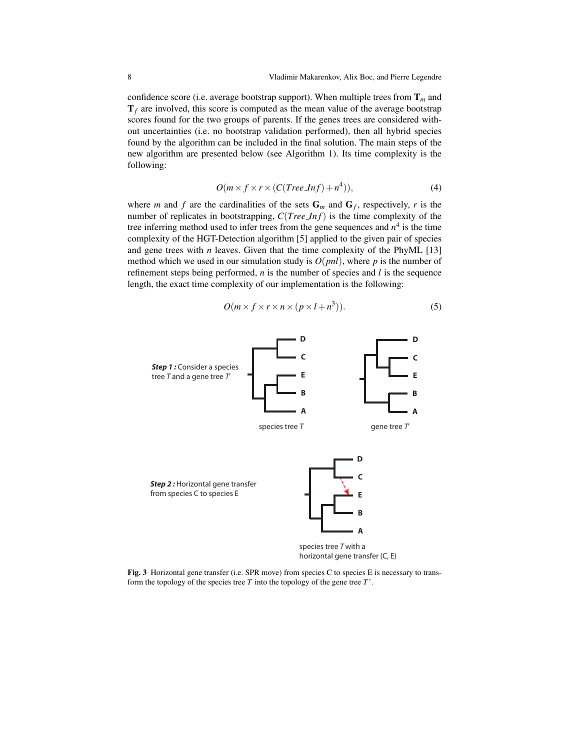confidence score (i.e. average bootstrap support). When multiple trees from $\mathbf{T}_m$ and $\mathbf{T}_f$ are involved, this score is computed as the mean value of the average bootstrap scores found for the two groups of parents. If the genes trees are considered without uncertainties (i.e. no bootstrap validation performed), then all hybrid species found by the algorithm can be included in the final solution. The main steps of the new algorithm are presented below (see Algorithm 1). Its time complexity is the following:

$$O(m \times f \times r \times (C(Tree\_Inf) + n^4)), \tag{4}$$

where $m$ and $f$ are the cardinalities of the sets $\mathbf{G}_m$ and $\mathbf{G}_f$, respectively, $r$ is the number of replicates in bootstrapping, $C(Tree\_Inf)$ is the time complexity of the tree inferring method used to infer trees from the gene sequences and $n^4$ is the time complexity of the HGT-Detection algorithm [5] applied to the given pair of species and gene trees with $n$ leaves. Given that the time complexity of the PhyML [13] method which we used in our simulation study is $O(pnl)$, where $p$ is the number of refinement steps being performed, $n$ is the number of species and $l$ is the sequence length, the exact time complexity of our implementation is the following:

$$O(m \times f \times r \times n \times (p \times l + n^3)). \tag{5}$$

**Fig. 3** Horizontal gene transfer (i.e. SPR move) from species C to species E is necessary to transform the topology of the species tree $T$ into the topology of the gene tree $T$'.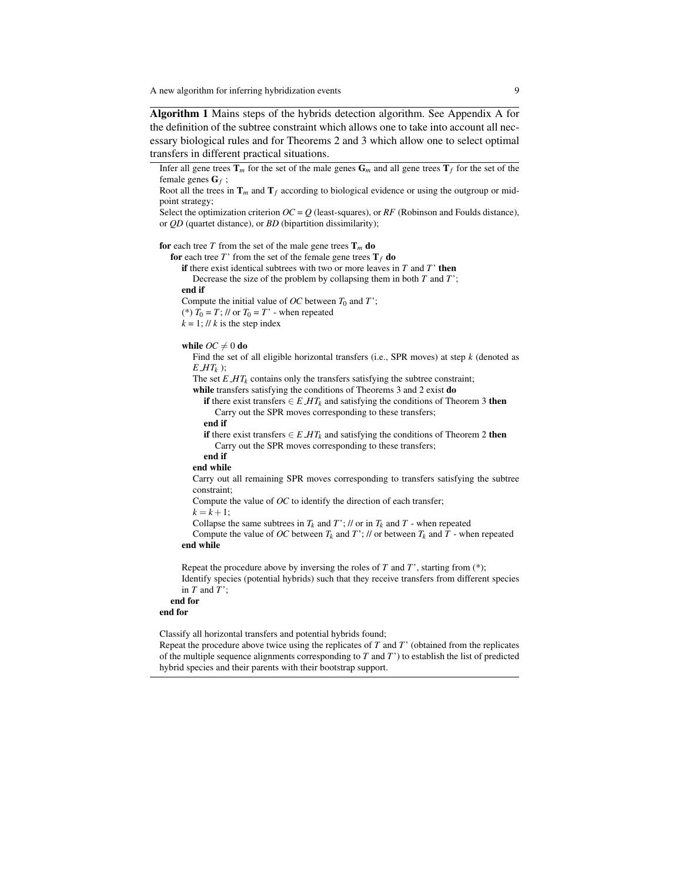**Algorithm 1** Mains steps of the hybrids detection algorithm. See Appendix A for the definition of the subtree constraint which allows one to take into account all necessary biological rules and for Theorems 2 and 3 which allow one to select optimal transfers in different practical situations.

---

Infer all gene trees $\mathbf{T}_m$ for the set of the male genes $\mathbf{G}_m$ and all gene trees $\mathbf{T}_f$ for the set of the female genes $\mathbf{G}_f$ ;
Root all the trees in $\mathbf{T}_m$ and $\mathbf{T}_f$ according to biological evidence or using the outgroup or mid-point strategy;
Select the optimization criterion $OC = Q$ (least-squares), or $RF$ (Robinson and Foulds distance), or $QD$ (quartet distance), or $BD$ (bipartition dissimilarity);

**for** each tree $T$ from the set of the male gene trees $\mathbf{T}_m$ **do**
&nbsp;&nbsp;&nbsp;&nbsp;**for** each tree $T$' from the set of the female gene trees $\mathbf{T}_f$ **do**
&nbsp;&nbsp;&nbsp;&nbsp;&nbsp;&nbsp;&nbsp;&nbsp;**if** there exist identical subtrees with two or more leaves in $T$ and $T$' **then**
&nbsp;&nbsp;&nbsp;&nbsp;&nbsp;&nbsp;&nbsp;&nbsp;&nbsp;&nbsp;&nbsp;&nbsp;Decrease the size of the problem by collapsing them in both $T$ and $T$';
&nbsp;&nbsp;&nbsp;&nbsp;&nbsp;&nbsp;&nbsp;&nbsp;**end if**
&nbsp;&nbsp;&nbsp;&nbsp;&nbsp;&nbsp;&nbsp;&nbsp;Compute the initial value of $OC$ between $T_0$ and $T$';
&nbsp;&nbsp;&nbsp;&nbsp;&nbsp;&nbsp;&nbsp;&nbsp;(*) $T_0 = T$; // or $T_0 = T$' - when repeated
&nbsp;&nbsp;&nbsp;&nbsp;&nbsp;&nbsp;&nbsp;&nbsp;$k = 1$; // $k$ is the step index

&nbsp;&nbsp;&nbsp;&nbsp;&nbsp;&nbsp;&nbsp;&nbsp;**while** $OC \neq 0$ **do**
&nbsp;&nbsp;&nbsp;&nbsp;&nbsp;&nbsp;&nbsp;&nbsp;&nbsp;&nbsp;&nbsp;&nbsp;Find the set of all eligible horizontal transfers (i.e., SPR moves) at step $k$ (denoted as $E\_HT_k$ );
&nbsp;&nbsp;&nbsp;&nbsp;&nbsp;&nbsp;&nbsp;&nbsp;&nbsp;&nbsp;&nbsp;&nbsp;The set $E\_HT_k$ contains only the transfers satisfying the subtree constraint;
&nbsp;&nbsp;&nbsp;&nbsp;&nbsp;&nbsp;&nbsp;&nbsp;&nbsp;&nbsp;&nbsp;&nbsp;**while** transfers satisfying the conditions of Theorems 3 and 2 exist **do**
&nbsp;&nbsp;&nbsp;&nbsp;&nbsp;&nbsp;&nbsp;&nbsp;&nbsp;&nbsp;&nbsp;&nbsp;&nbsp;&nbsp;&nbsp;&nbsp;**if** there exist transfers $\in E\_HT_k$ and satisfying the conditions of Theorem 3 **then**
&nbsp;&nbsp;&nbsp;&nbsp;&nbsp;&nbsp;&nbsp;&nbsp;&nbsp;&nbsp;&nbsp;&nbsp;&nbsp;&nbsp;&nbsp;&nbsp;&nbsp;&nbsp;&nbsp;&nbsp;Carry out the SPR moves corresponding to these transfers;
&nbsp;&nbsp;&nbsp;&nbsp;&nbsp;&nbsp;&nbsp;&nbsp;&nbsp;&nbsp;&nbsp;&nbsp;&nbsp;&nbsp;&nbsp;&nbsp;**end if**
&nbsp;&nbsp;&nbsp;&nbsp;&nbsp;&nbsp;&nbsp;&nbsp;&nbsp;&nbsp;&nbsp;&nbsp;&nbsp;&nbsp;&nbsp;&nbsp;**if** there exist transfers $\in E\_HT_k$ and satisfying the conditions of Theorem 2 **then**
&nbsp;&nbsp;&nbsp;&nbsp;&nbsp;&nbsp;&nbsp;&nbsp;&nbsp;&nbsp;&nbsp;&nbsp;&nbsp;&nbsp;&nbsp;&nbsp;&nbsp;&nbsp;&nbsp;&nbsp;Carry out the SPR moves corresponding to these transfers;
&nbsp;&nbsp;&nbsp;&nbsp;&nbsp;&nbsp;&nbsp;&nbsp;&nbsp;&nbsp;&nbsp;&nbsp;&nbsp;&nbsp;&nbsp;&nbsp;**end if**
&nbsp;&nbsp;&nbsp;&nbsp;&nbsp;&nbsp;&nbsp;&nbsp;&nbsp;&nbsp;&nbsp;&nbsp;**end while**
&nbsp;&nbsp;&nbsp;&nbsp;&nbsp;&nbsp;&nbsp;&nbsp;&nbsp;&nbsp;&nbsp;&nbsp;Carry out all remaining SPR moves corresponding to transfers satisfying the subtree constraint;
&nbsp;&nbsp;&nbsp;&nbsp;&nbsp;&nbsp;&nbsp;&nbsp;&nbsp;&nbsp;&nbsp;&nbsp;Compute the value of $OC$ to identify the direction of each transfer;
&nbsp;&nbsp;&nbsp;&nbsp;&nbsp;&nbsp;&nbsp;&nbsp;&nbsp;&nbsp;&nbsp;&nbsp;$k = k+1$;
&nbsp;&nbsp;&nbsp;&nbsp;&nbsp;&nbsp;&nbsp;&nbsp;&nbsp;&nbsp;&nbsp;&nbsp;Collapse the same subtrees in $T_k$ and $T$'; // or in $T_k$ and $T$ - when repeated
&nbsp;&nbsp;&nbsp;&nbsp;&nbsp;&nbsp;&nbsp;&nbsp;&nbsp;&nbsp;&nbsp;&nbsp;Compute the value of $OC$ between $T_k$ and $T$'; // or between $T_k$ and $T$ - when repeated
&nbsp;&nbsp;&nbsp;&nbsp;&nbsp;&nbsp;&nbsp;&nbsp;**end while**

&nbsp;&nbsp;&nbsp;&nbsp;&nbsp;&nbsp;&nbsp;&nbsp;Repeat the procedure above by inversing the roles of $T$ and $T$', starting from (*);
&nbsp;&nbsp;&nbsp;&nbsp;&nbsp;&nbsp;&nbsp;&nbsp;Identify species (potential hybrids) such that they receive transfers from different species in $T$ and $T$';
&nbsp;&nbsp;&nbsp;&nbsp;**end for**
**end for**

Classify all horizontal transfers and potential hybrids found;
Repeat the procedure above twice using the replicates of $T$ and $T$' (obtained from the replicates of the multiple sequence alignments corresponding to $T$ and $T$') to establish the list of predicted hybrid species and their parents with their bootstrap support.

---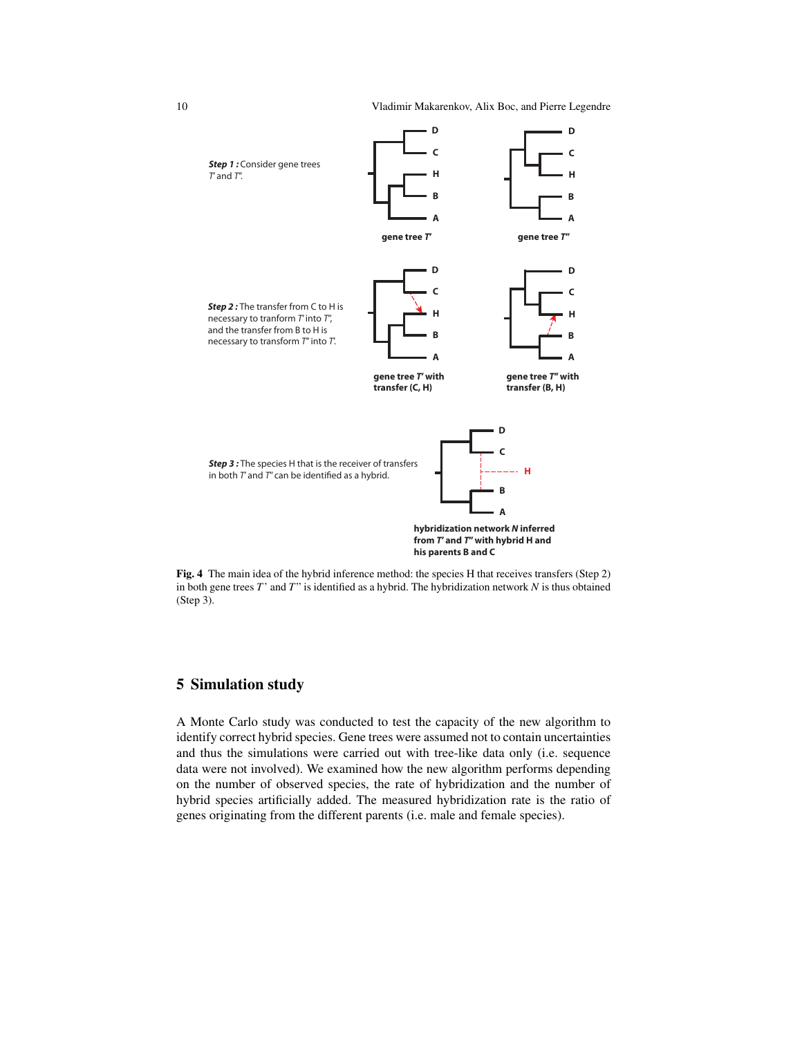**Step 1 :** Consider gene trees $T'$ and $T''$.

gene tree $T'$

gene tree $T''$

**Step 2 :** The transfer from C to H is necessary to tranform $T'$ into $T''$, and the transfer from B to H is necessary to transform $T''$ into $T'$.

gene tree $T'$ with transfer (C, H)

gene tree $T''$ with transfer (B, H)

**Step 3 :** The species H that is the receiver of transfers in both $T'$ and $T''$ can be identified as a hybrid.

hybridization network $N$ inferred from $T'$ and $T''$ with hybrid H and his parents B and C

**Fig. 4** The main idea of the hybrid inference method: the species H that receives transfers (Step 2) in both gene trees $T'$ and $T''$ is identified as a hybrid. The hybridization network $N$ is thus obtained (Step 3).

## 5 Simulation study

A Monte Carlo study was conducted to test the capacity of the new algorithm to identify correct hybrid species. Gene trees were assumed not to contain uncertainties and thus the simulations were carried out with tree-like data only (i.e. sequence data were not involved). We examined how the new algorithm performs depending on the number of observed species, the rate of hybridization and the number of hybrid species artificially added. The measured hybridization rate is the ratio of genes originating from the different parents (i.e. male and female species).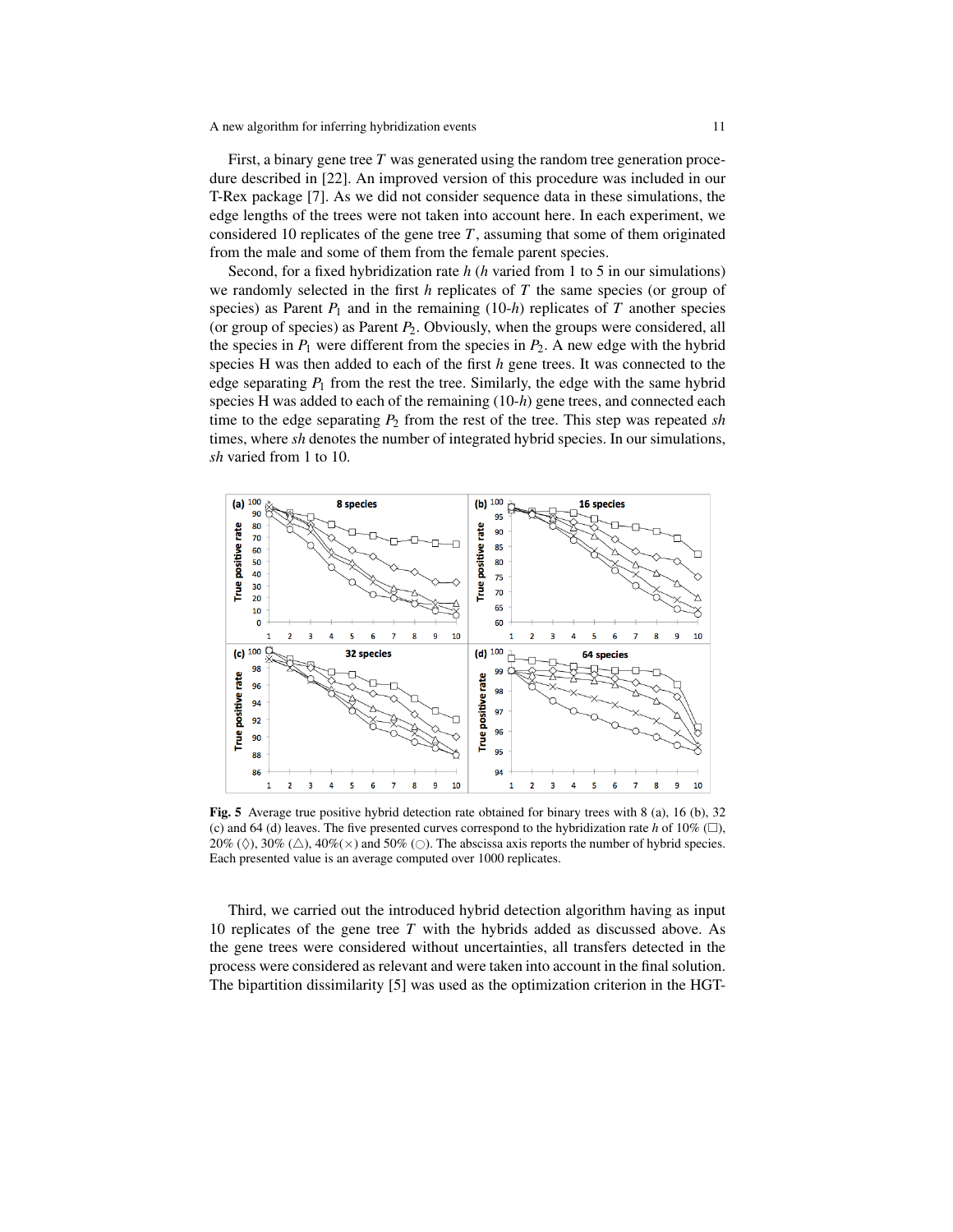First, a binary gene tree $T$ was generated using the random tree generation procedure described in [22]. An improved version of this procedure was included in our T-Rex package [7]. As we did not consider sequence data in these simulations, the edge lengths of the trees were not taken into account here. In each experiment, we considered 10 replicates of the gene tree $T$, assuming that some of them originated from the male and some of them from the female parent species.

Second, for a fixed hybridization rate $h$ ($h$ varied from 1 to 5 in our simulations) we randomly selected in the first $h$ replicates of $T$ the same species (or group of species) as Parent $P_1$ and in the remaining (10-$h$) replicates of $T$ another species (or group of species) as Parent $P_2$. Obviously, when the groups were considered, all the species in $P_1$ were different from the species in $P_2$. A new edge with the hybrid species H was then added to each of the first $h$ gene trees. It was connected to the edge separating $P_1$ from the rest the tree. Similarly, the edge with the same hybrid species H was added to each of the remaining (10-$h$) gene trees, and connected each time to the edge separating $P_2$ from the rest of the tree. This step was repeated *sh* times, where *sh* denotes the number of integrated hybrid species. In our simulations, *sh* varied from 1 to 10.

**Fig. 5** Average true positive hybrid detection rate obtained for binary trees with 8 (a), 16 (b), 32 (c) and 64 (d) leaves. The five presented curves correspond to the hybridization rate $h$ of 10% (□), 20% (◊), 30% (△), 40%(×) and 50% (○). The abscissa axis reports the number of hybrid species. Each presented value is an average computed over 1000 replicates.

Third, we carried out the introduced hybrid detection algorithm having as input 10 replicates of the gene tree $T$ with the hybrids added as discussed above. As the gene trees were considered without uncertainties, all transfers detected in the process were considered as relevant and were taken into account in the final solution. The bipartition dissimilarity [5] was used as the optimization criterion in the HGT-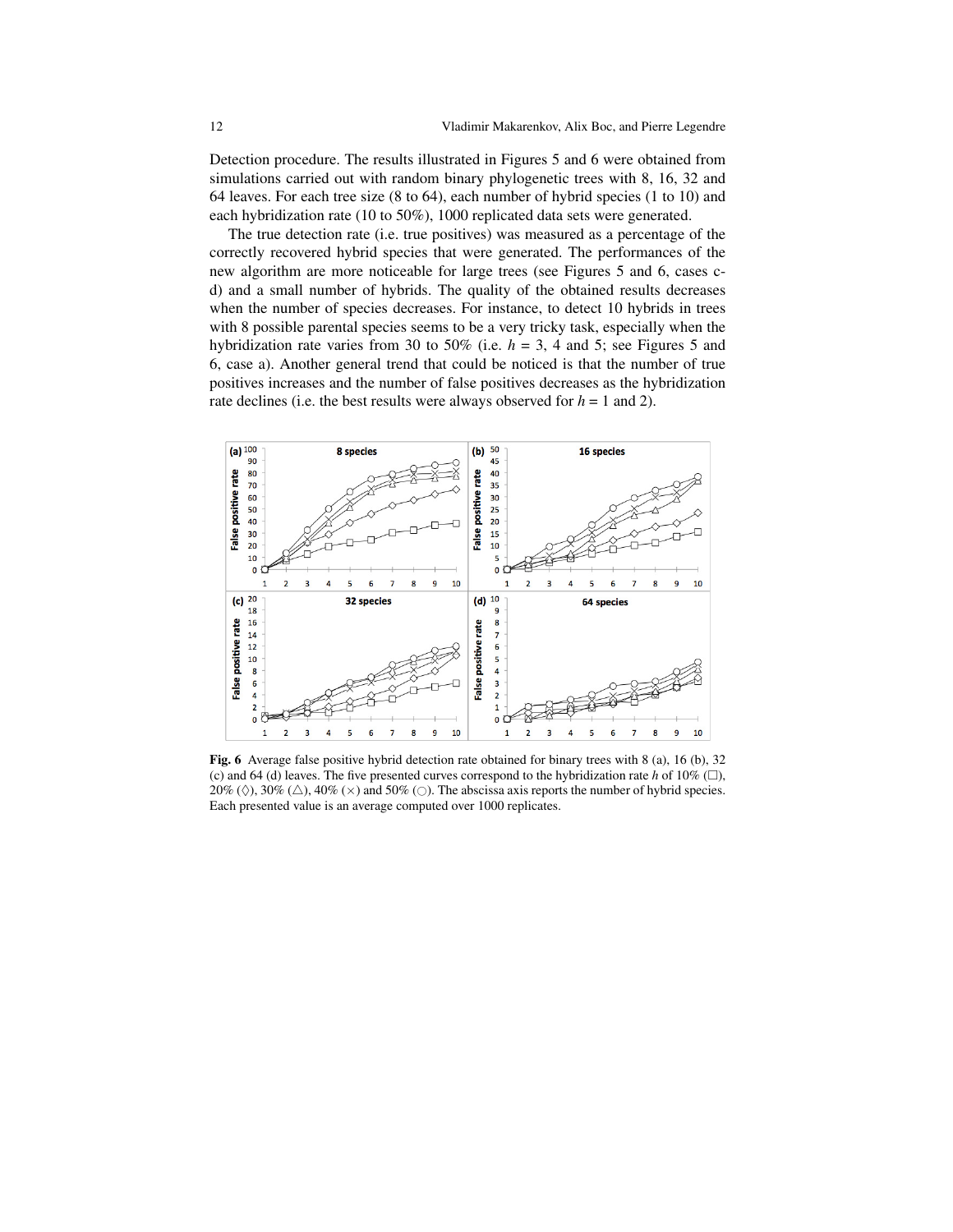Detection procedure. The results illustrated in Figures 5 and 6 were obtained from simulations carried out with random binary phylogenetic trees with 8, 16, 32 and 64 leaves. For each tree size (8 to 64), each number of hybrid species (1 to 10) and each hybridization rate (10 to 50%), 1000 replicated data sets were generated.

The true detection rate (i.e. true positives) was measured as a percentage of the correctly recovered hybrid species that were generated. The performances of the new algorithm are more noticeable for large trees (see Figures 5 and 6, cases c-d) and a small number of hybrids. The quality of the obtained results decreases when the number of species decreases. For instance, to detect 10 hybrids in trees with 8 possible parental species seems to be a very tricky task, especially when the hybridization rate varies from 30 to 50% (i.e. $h$ = 3, 4 and 5; see Figures 5 and 6, case a). Another general trend that could be noticed is that the number of true positives increases and the number of false positives decreases as the hybridization rate declines (i.e. the best results were always observed for $h$ = 1 and 2).

**Fig. 6** Average false positive hybrid detection rate obtained for binary trees with 8 (a), 16 (b), 32 (c) and 64 (d) leaves. The five presented curves correspond to the hybridization rate $h$ of 10% (□), 20% (◊), 30% (△), 40% (×) and 50% (○). The abscissa axis reports the number of hybrid species. Each presented value is an average computed over 1000 replicates.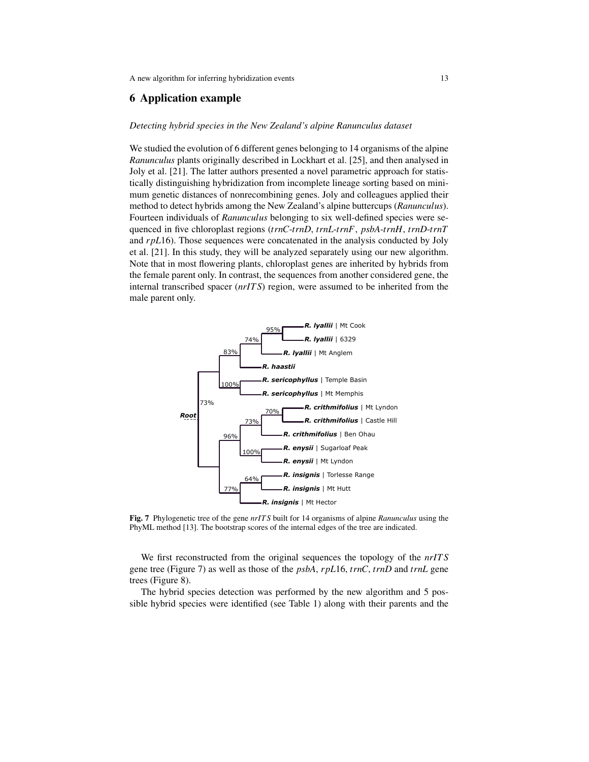## 6 Application example

*Detecting hybrid species in the New Zealand's alpine Ranunculus dataset*

We studied the evolution of 6 different genes belonging to 14 organisms of the alpine *Ranunculus* plants originally described in Lockhart et al. [25], and then analysed in Joly et al. [21]. The latter authors presented a novel parametric approach for statistically distinguishing hybridization from incomplete lineage sorting based on minimum genetic distances of nonrecombining genes. Joly and colleagues applied their method to detect hybrids among the New Zealand's alpine buttercups (*Ranunculus*). Fourteen individuals of *Ranunculus* belonging to six well-defined species were sequenced in five chloroplast regions (*trnC-trnD*, *trnL-trnF*, *psbA-trnH*, *trnD-trnT* and *rpL*16). Those sequences were concatenated in the analysis conducted by Joly et al. [21]. In this study, they will be analyzed separately using our new algorithm. Note that in most flowering plants, chloroplast genes are inherited by hybrids from the female parent only. In contrast, the sequences from another considered gene, the internal transcribed spacer (*nrITS*) region, were assumed to be inherited from the male parent only.

**Fig. 7** Phylogenetic tree of the gene *nrITS* built for 14 organisms of alpine *Ranunculus* using the PhyML method [13]. The bootstrap scores of the internal edges of the tree are indicated.

We first reconstructed from the original sequences the topology of the *nrITS* gene tree (Figure 7) as well as those of the *psbA*, *rpL*16, *trnC*, *trnD* and *trnL* gene trees (Figure 8).

The hybrid species detection was performed by the new algorithm and 5 possible hybrid species were identified (see Table 1) along with their parents and the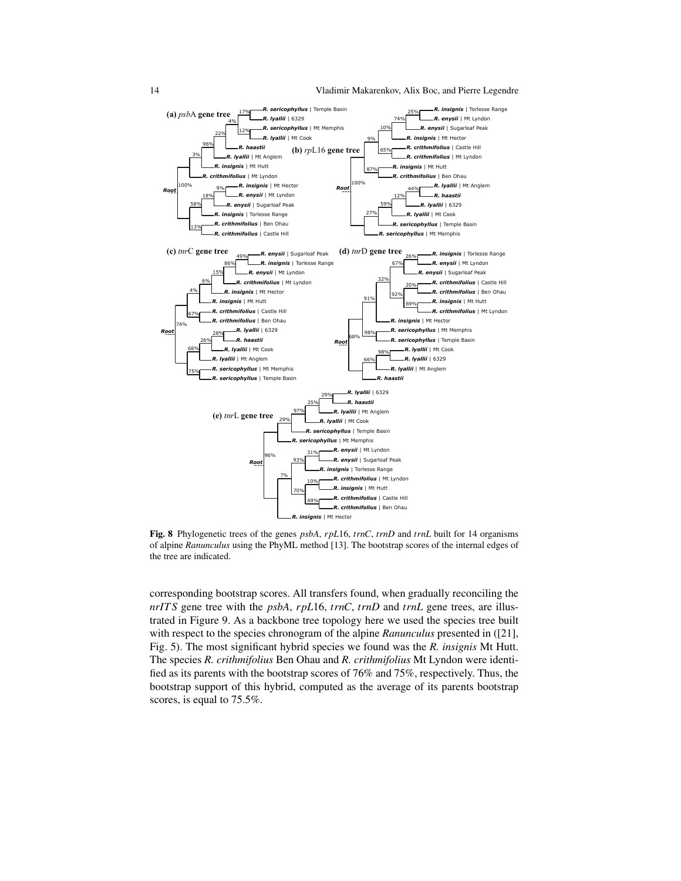**Fig. 8** Phylogenetic trees of the genes *psbA*, *rpL*16, *trnC*, *trnD* and *trnL* built for 14 organisms of alpine *Ranunculus* using the PhyML method [13]. The bootstrap scores of the internal edges of the tree are indicated.

corresponding bootstrap scores. All transfers found, when gradually reconciling the *nrITS* gene tree with the *psbA*, *rpL*16, *trnC*, *trnD* and *trnL* gene trees, are illustrated in Figure 9. As a backbone tree topology here we used the species tree built with respect to the species chronogram of the alpine *Ranunculus* presented in ([21], Fig. 5). The most significant hybrid species we found was the *R. insignis* Mt Hutt. The species *R. crithmifolius* Ben Ohau and *R. crithmifolius* Mt Lyndon were identified as its parents with the bootstrap scores of 76% and 75%, respectively. Thus, the bootstrap support of this hybrid, computed as the average of its parents bootstrap scores, is equal to 75.5%.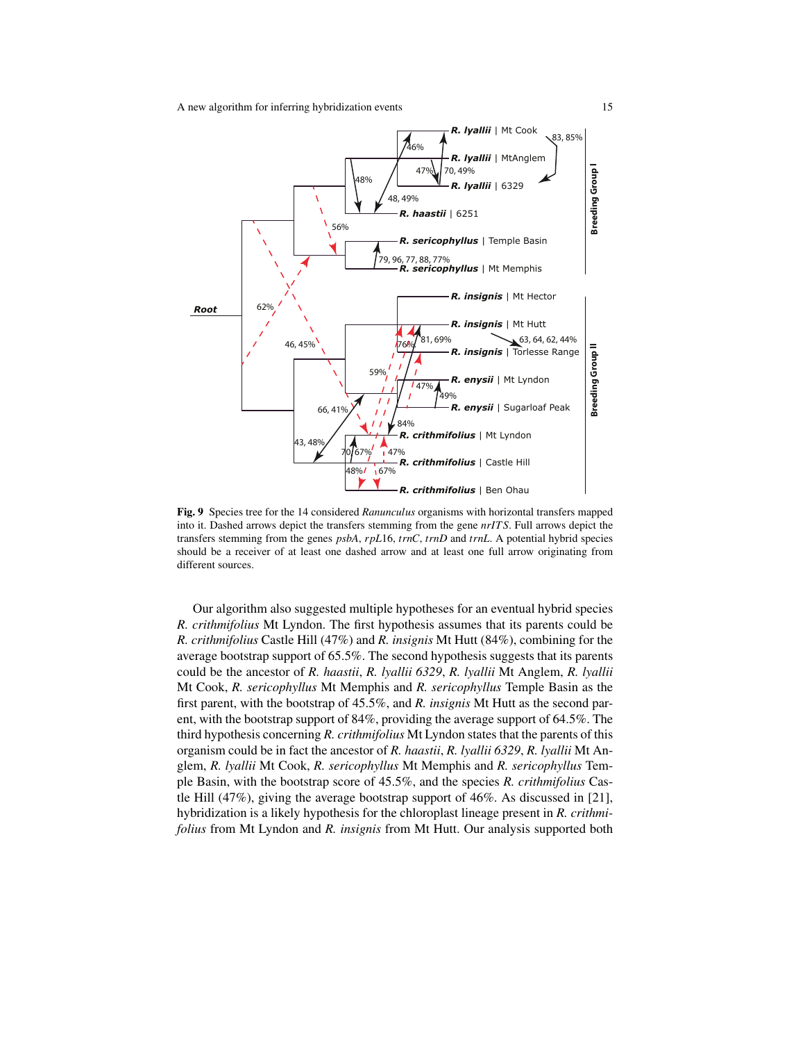**Fig. 9** Species tree for the 14 considered *Ranunculus* organisms with horizontal transfers mapped into it. Dashed arrows depict the transfers stemming from the gene *nrITS*. Full arrows depict the transfers stemming from the genes *psbA*, *rpL*16, *trnC*, *trnD* and *trnL*. A potential hybrid species should be a receiver of at least one dashed arrow and at least one full arrow originating from different sources.

Our algorithm also suggested multiple hypotheses for an eventual hybrid species *R. crithmifolius* Mt Lyndon. The first hypothesis assumes that its parents could be *R. crithmifolius* Castle Hill (47%) and *R. insignis* Mt Hutt (84%), combining for the average bootstrap support of 65.5%. The second hypothesis suggests that its parents could be the ancestor of *R. haastii*, *R. lyallii 6329*, *R. lyallii* Mt Anglem, *R. lyallii* Mt Cook, *R. sericophyllus* Mt Memphis and *R. sericophyllus* Temple Basin as the first parent, with the bootstrap of 45.5%, and *R. insignis* Mt Hutt as the second parent, with the bootstrap support of 84%, providing the average support of 64.5%. The third hypothesis concerning *R. crithmifolius* Mt Lyndon states that the parents of this organism could be in fact the ancestor of *R. haastii*, *R. lyallii 6329*, *R. lyallii* Mt Anglem, *R. lyallii* Mt Cook, *R. sericophyllus* Mt Memphis and *R. sericophyllus* Temple Basin, with the bootstrap score of 45.5%, and the species *R. crithmifolius* Castle Hill (47%), giving the average bootstrap support of 46%. As discussed in [21], hybridization is a likely hypothesis for the chloroplast lineage present in *R. crithmifolius* from Mt Lyndon and *R. insignis* from Mt Hutt. Our analysis supported both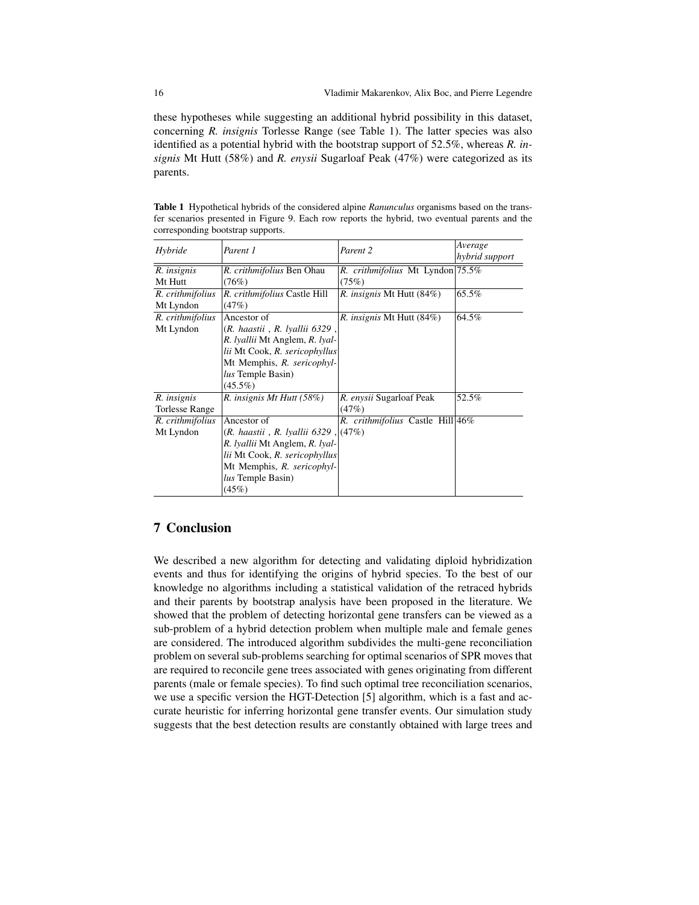these hypotheses while suggesting an additional hybrid possibility in this dataset, concerning *R. insignis* Torlesse Range (see Table 1). The latter species was also identified as a potential hybrid with the bootstrap support of 52.5%, whereas *R. insignis* Mt Hutt (58%) and *R. enysii* Sugarloaf Peak (47%) were categorized as its parents.

**Table 1** Hypothetical hybrids of the considered alpine *Ranunculus* organisms based on the transfer scenarios presented in Figure 9. Each row reports the hybrid, two eventual parents and the corresponding bootstrap supports.

| *Hybride* | *Parent 1* | *Parent 2* | *Average hybrid support* |
|---|---|---|---|
| *R. insignis* Mt Hutt | *R. crithmifolius* Ben Ohau (76%) | *R. crithmifolius* Mt Lyndon (75%) | 75.5% |
| *R. crithmifolius* Mt Lyndon | *R. crithmifolius* Castle Hill (47%) | *R. insignis* Mt Hutt (84%) | 65.5% |
| *R. crithmifolius* Mt Lyndon | Ancestor of (*R. haastii* , *R. lyallii 6329* , *R. lyallii* Mt Anglem, *R. lyallii* Mt Cook, *R. sericophyllus* Mt Memphis, *R. sericophyllus* Temple Basin) (45.5%) | *R. insignis* Mt Hutt (84%) | 64.5% |
| *R. insignis* Torlesse Range | *R. insignis Mt Hutt (58%)* | *R. enysii* Sugarloaf Peak (47%) | 52.5% |
| *R. crithmifolius* Mt Lyndon | Ancestor of (*R. haastii* , *R. lyallii 6329* , *R. lyallii* Mt Anglem, *R. lyallii* Mt Cook, *R. sericophyllus* Mt Memphis, *R. sericophyllus* Temple Basin) (45%) | *R. crithmifolius* Castle Hill (47%) | 46% |

## 7 Conclusion

We described a new algorithm for detecting and validating diploid hybridization events and thus for identifying the origins of hybrid species. To the best of our knowledge no algorithms including a statistical validation of the retraced hybrids and their parents by bootstrap analysis have been proposed in the literature. We showed that the problem of detecting horizontal gene transfers can be viewed as a sub-problem of a hybrid detection problem when multiple male and female genes are considered. The introduced algorithm subdivides the multi-gene reconciliation problem on several sub-problems searching for optimal scenarios of SPR moves that are required to reconcile gene trees associated with genes originating from different parents (male or female species). To find such optimal tree reconciliation scenarios, we use a specific version the HGT-Detection [5] algorithm, which is a fast and accurate heuristic for inferring horizontal gene transfer events. Our simulation study suggests that the best detection results are constantly obtained with large trees and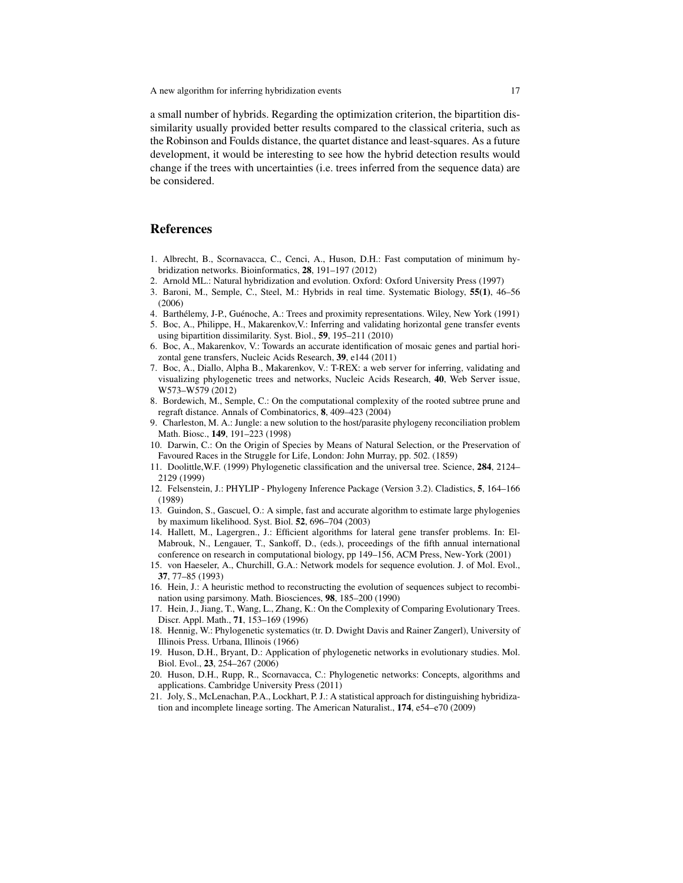a small number of hybrids. Regarding the optimization criterion, the bipartition dissimilarity usually provided better results compared to the classical criteria, such as the Robinson and Foulds distance, the quartet distance and least-squares. As a future development, it would be interesting to see how the hybrid detection results would change if the trees with uncertainties (i.e. trees inferred from the sequence data) are be considered.

## References

1. Albrecht, B., Scornavacca, C., Cenci, A., Huson, D.H.: Fast computation of minimum hybridization networks. Bioinformatics, **28**, 191–197 (2012)
2. Arnold ML.: Natural hybridization and evolution. Oxford: Oxford University Press (1997)
3. Baroni, M., Semple, C., Steel, M.: Hybrids in real time. Systematic Biology, **55(1)**, 46–56 (2006)
4. Barthélemy, J-P., Guénoche, A.: Trees and proximity representations. Wiley, New York (1991)
5. Boc, A., Philippe, H., Makarenkov,V.: Inferring and validating horizontal gene transfer events using bipartition dissimilarity. Syst. Biol., **59**, 195–211 (2010)
6. Boc, A., Makarenkov, V.: Towards an accurate identification of mosaic genes and partial horizontal gene transfers, Nucleic Acids Research, **39**, e144 (2011)
7. Boc, A., Diallo, Alpha B., Makarenkov, V.: T-REX: a web server for inferring, validating and visualizing phylogenetic trees and networks, Nucleic Acids Research, **40**, Web Server issue, W573–W579 (2012)
8. Bordewich, M., Semple, C.: On the computational complexity of the rooted subtree prune and regraft distance. Annals of Combinatorics, **8**, 409–423 (2004)
9. Charleston, M. A.: Jungle: a new solution to the host/parasite phylogeny reconciliation problem Math. Biosc., **149**, 191–223 (1998)
10. Darwin, C.: On the Origin of Species by Means of Natural Selection, or the Preservation of Favoured Races in the Struggle for Life, London: John Murray, pp. 502. (1859)
11. Doolittle,W.F. (1999) Phylogenetic classification and the universal tree. Science, **284**, 2124–2129 (1999)
12. Felsenstein, J.: PHYLIP - Phylogeny Inference Package (Version 3.2). Cladistics, **5**, 164–166 (1989)
13. Guindon, S., Gascuel, O.: A simple, fast and accurate algorithm to estimate large phylogenies by maximum likelihood. Syst. Biol. **52**, 696–704 (2003)
14. Hallett, M., Lagergren., J.: Efficient algorithms for lateral gene transfer problems. In: El-Mabrouk, N., Lengauer, T., Sankoff, D., (eds.), proceedings of the fifth annual international conference on research in computational biology, pp 149–156, ACM Press, New-York (2001)
15. von Haeseler, A., Churchill, G.A.: Network models for sequence evolution. J. of Mol. Evol., **37**, 77–85 (1993)
16. Hein, J.: A heuristic method to reconstructing the evolution of sequences subject to recombination using parsimony. Math. Biosciences, **98**, 185–200 (1990)
17. Hein, J., Jiang, T., Wang, L., Zhang, K.: On the Complexity of Comparing Evolutionary Trees. Discr. Appl. Math., **71**, 153–169 (1996)
18. Hennig, W.: Phylogenetic systematics (tr. D. Dwight Davis and Rainer Zangerl), University of Illinois Press. Urbana, Illinois (1966)
19. Huson, D.H., Bryant, D.: Application of phylogenetic networks in evolutionary studies. Mol. Biol. Evol., **23**, 254–267 (2006)
20. Huson, D.H., Rupp, R., Scornavacca, C.: Phylogenetic networks: Concepts, algorithms and applications. Cambridge University Press (2011)
21. Joly, S., McLenachan, P.A., Lockhart, P. J.: A statistical approach for distinguishing hybridization and incomplete lineage sorting. The American Naturalist., **174**, e54–e70 (2009)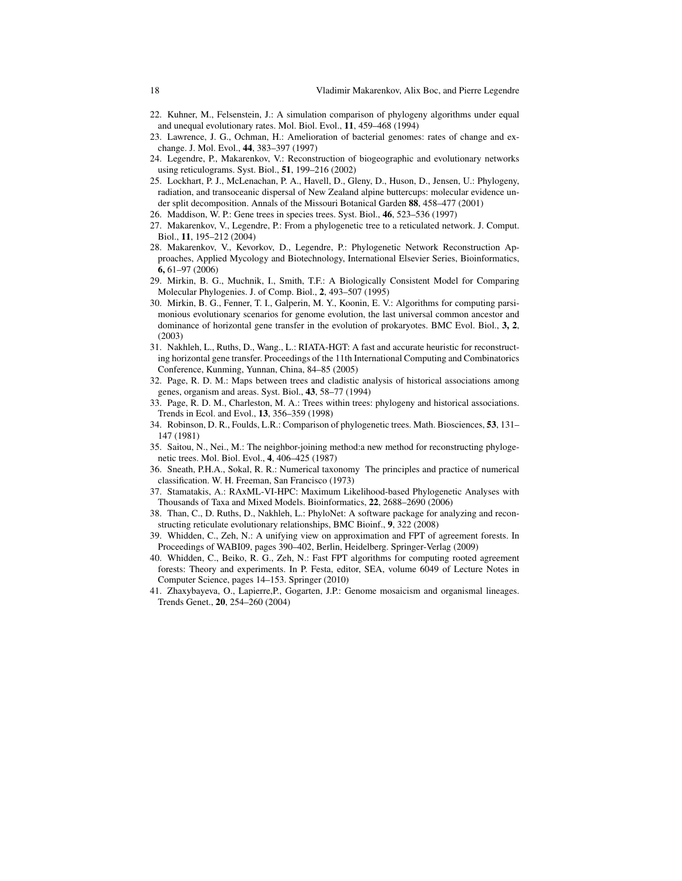22. Kuhner, M., Felsenstein, J.: A simulation comparison of phylogeny algorithms under equal and unequal evolutionary rates. Mol. Biol. Evol., **11**, 459–468 (1994)
23. Lawrence, J. G., Ochman, H.: Amelioration of bacterial genomes: rates of change and exchange. J. Mol. Evol., **44**, 383–397 (1997)
24. Legendre, P., Makarenkov, V.: Reconstruction of biogeographic and evolutionary networks using reticulograms. Syst. Biol., **51**, 199–216 (2002)
25. Lockhart, P. J., McLenachan, P. A., Havell, D., Gleny, D., Huson, D., Jensen, U.: Phylogeny, radiation, and transoceanic dispersal of New Zealand alpine buttercups: molecular evidence under split decomposition. Annals of the Missouri Botanical Garden **88**, 458–477 (2001)
26. Maddison, W. P.: Gene trees in species trees. Syst. Biol., **46**, 523–536 (1997)
27. Makarenkov, V., Legendre, P.: From a phylogenetic tree to a reticulated network. J. Comput. Biol., **11**, 195–212 (2004)
28. Makarenkov, V., Kevorkov, D., Legendre, P.: Phylogenetic Network Reconstruction Approaches, Applied Mycology and Biotechnology, International Elsevier Series, Bioinformatics, **6,** 61–97 (2006)
29. Mirkin, B. G., Muchnik, I., Smith, T.F.: A Biologically Consistent Model for Comparing Molecular Phylogenies. J. of Comp. Biol., **2**, 493–507 (1995)
30. Mirkin, B. G., Fenner, T. I., Galperin, M. Y., Koonin, E. V.: Algorithms for computing parsimonious evolutionary scenarios for genome evolution, the last universal common ancestor and dominance of horizontal gene transfer in the evolution of prokaryotes. BMC Evol. Biol., **3, 2**, (2003)
31. Nakhleh, L., Ruths, D., Wang., L.: RIATA-HGT: A fast and accurate heuristic for reconstructing horizontal gene transfer. Proceedings of the 11th International Computing and Combinatorics Conference, Kunming, Yunnan, China, 84–85 (2005)
32. Page, R. D. M.: Maps between trees and cladistic analysis of historical associations among genes, organism and areas. Syst. Biol., **43**, 58–77 (1994)
33. Page, R. D. M., Charleston, M. A.: Trees within trees: phylogeny and historical associations. Trends in Ecol. and Evol., **13**, 356–359 (1998)
34. Robinson, D. R., Foulds, L.R.: Comparison of phylogenetic trees. Math. Biosciences, **53**, 131–147 (1981)
35. Saitou, N., Nei., M.: The neighbor-joining method:a new method for reconstructing phylogenetic trees. Mol. Biol. Evol., **4**, 406–425 (1987)
36. Sneath, P.H.A., Sokal, R. R.: Numerical taxonomy The principles and practice of numerical classification. W. H. Freeman, San Francisco (1973)
37. Stamatakis, A.: RAxML-VI-HPC: Maximum Likelihood-based Phylogenetic Analyses with Thousands of Taxa and Mixed Models. Bioinformatics, **22**, 2688–2690 (2006)
38. Than, C., D. Ruths, D., Nakhleh, L.: PhyloNet: A software package for analyzing and reconstructing reticulate evolutionary relationships, BMC Bioinf., **9**, 322 (2008)
39. Whidden, C., Zeh, N.: A unifying view on approximation and FPT of agreement forests. In Proceedings of WABI09, pages 390–402, Berlin, Heidelberg. Springer-Verlag (2009)
40. Whidden, C., Beiko, R. G., Zeh, N.: Fast FPT algorithms for computing rooted agreement forests: Theory and experiments. In P. Festa, editor, SEA, volume 6049 of Lecture Notes in Computer Science, pages 14–153. Springer (2010)
41. Zhaxybayeva, O., Lapierre,P., Gogarten, J.P.: Genome mosaicism and organismal lineages. Trends Genet., **20**, 254–260 (2004)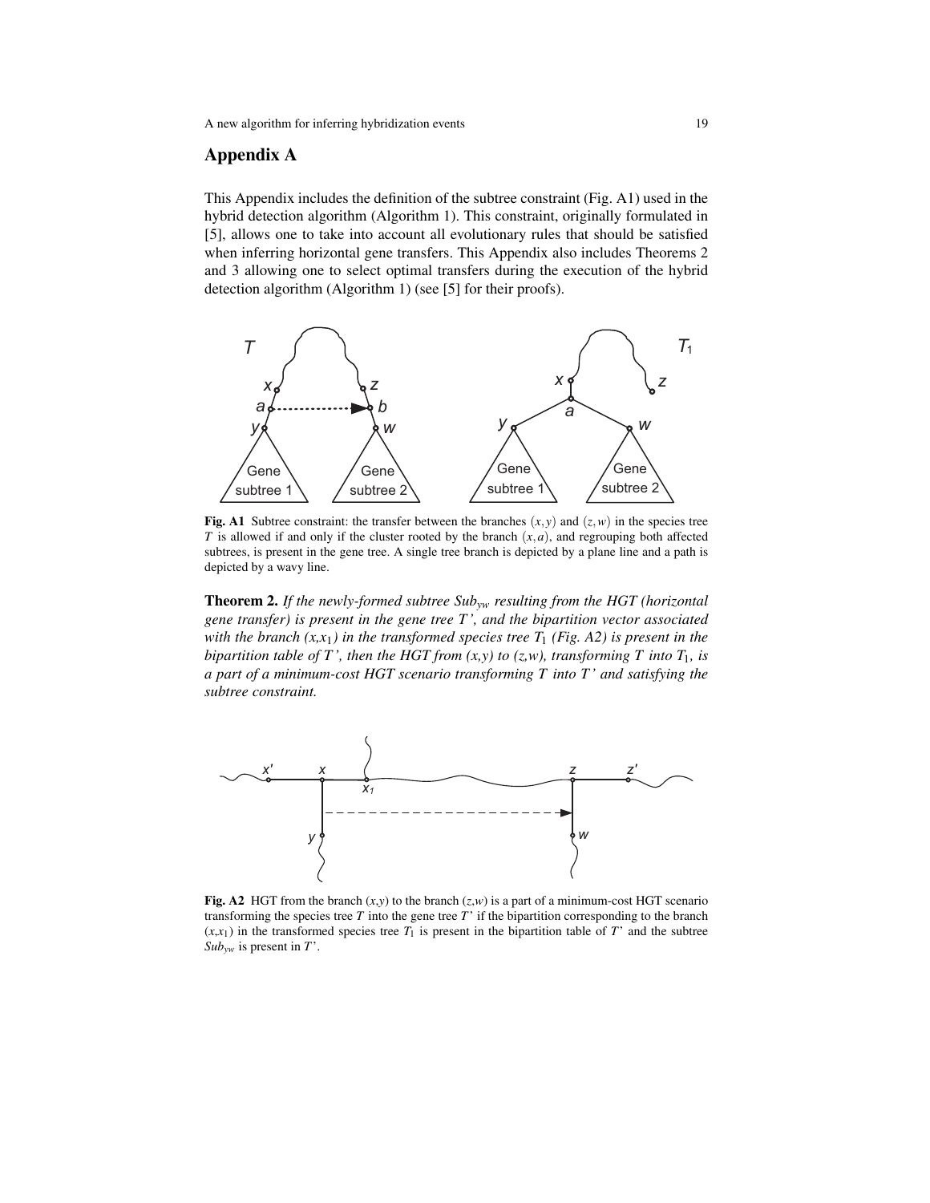## Appendix A

This Appendix includes the definition of the subtree constraint (Fig. A1) used in the hybrid detection algorithm (Algorithm 1). This constraint, originally formulated in [5], allows one to take into account all evolutionary rules that should be satisfied when inferring horizontal gene transfers. This Appendix also includes Theorems 2 and 3 allowing one to select optimal transfers during the execution of the hybrid detection algorithm (Algorithm 1) (see [5] for their proofs).

**Fig. A1** Subtree constraint: the transfer between the branches $(x,y)$ and $(z,w)$ in the species tree $T$ is allowed if and only if the cluster rooted by the branch $(x,a)$, and regrouping both affected subtrees, is present in the gene tree. A single tree branch is depicted by a plane line and a path is depicted by a wavy line.

**Theorem 2.** *If the newly-formed subtree $Sub_{yw}$ resulting from the HGT (horizontal gene transfer) is present in the gene tree T', and the bipartition vector associated with the branch $(x,x_1)$ in the transformed species tree $T_1$ (Fig. A2) is present in the bipartition table of T', then the HGT from (x,y) to (z,w), transforming T into $T_1$, is a part of a minimum-cost HGT scenario transforming T into T' and satisfying the subtree constraint.*

**Fig. A2** HGT from the branch $(x,y)$ to the branch $(z,w)$ is a part of a minimum-cost HGT scenario transforming the species tree $T$ into the gene tree $T'$ if the bipartition corresponding to the branch $(x,x_1)$ in the transformed species tree $T_1$ is present in the bipartition table of $T'$ and the subtree $Sub_{yw}$ is present in $T'$.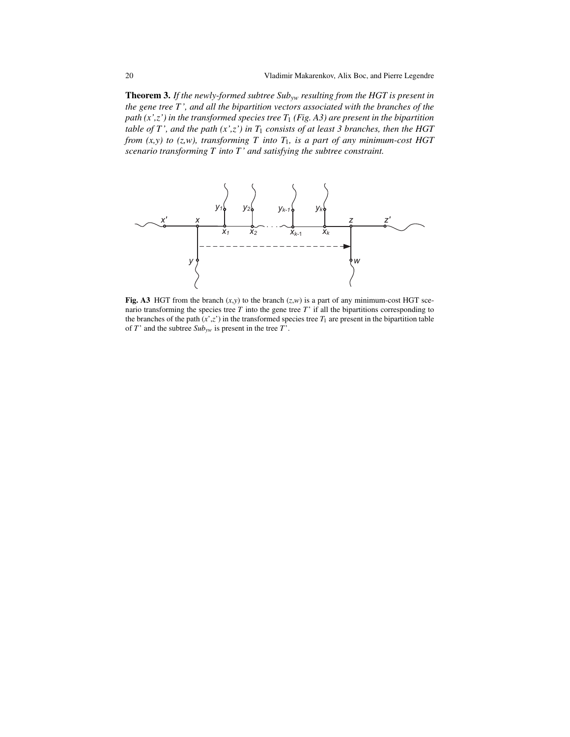**Theorem 3.** *If the newly-formed subtree $Sub_{yw}$ resulting from the HGT is present in the gene tree T', and all the bipartition vectors associated with the branches of the path (x',z') in the transformed species tree $T_1$ (Fig. A3) are present in the bipartition table of T', and the path (x',z') in $T_1$ consists of at least 3 branches, then the HGT from (x,y) to (z,w), transforming T into $T_1$, is a part of any minimum-cost HGT scenario transforming T into T' and satisfying the subtree constraint.*

x'
x
$y_1$
$y_2$
$y_{k-1}$
$y_k$
z
z'
$x_1$
$x_2$
$x_{k-1}$
$x_k$
y
w

**Fig. A3** HGT from the branch (*x*,*y*) to the branch (*z*,*w*) is a part of any minimum-cost HGT scenario transforming the species tree *T* into the gene tree *T*' if all the bipartitions corresponding to the branches of the path (*x*',*z*') in the transformed species tree $T_1$ are present in the bipartition table of *T*' and the subtree $Sub_{yw}$ is present in the tree *T*'.